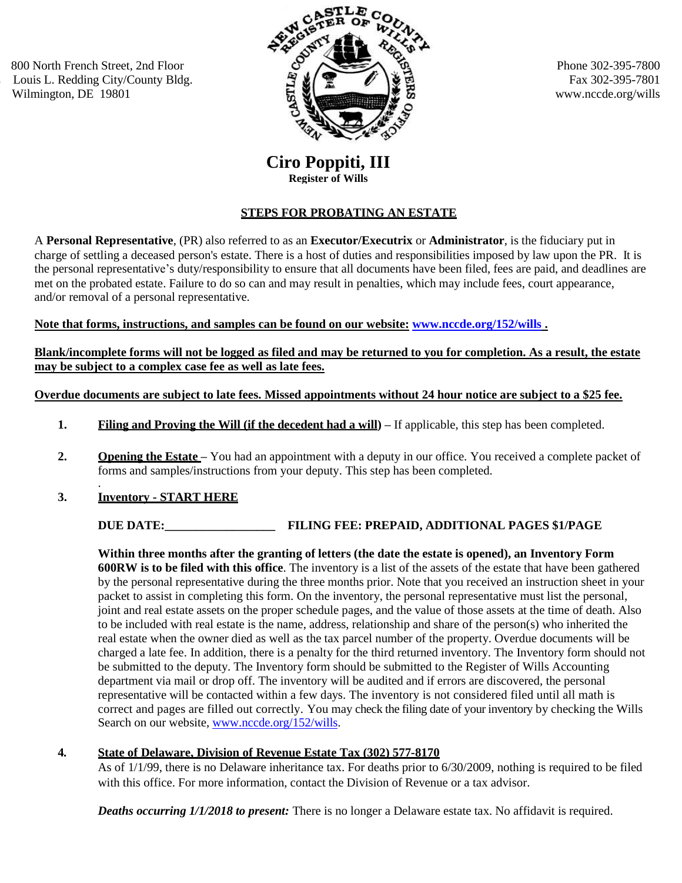800 North French Street, 2nd Floor
Louis L. Redding City/County Bldg.
Wilmington, DE 19801

Phone 302-395-7800
Fax 302-395-7801
www.nccde.org/wills

# Ciro Poppiti, III

**Register of Wills**

## STEPS FOR PROBATING AN ESTATE

A **Personal Representative**, (PR) also referred to as an **Executor/Executrix** or **Administrator**, is the fiduciary put in charge of settling a deceased person's estate. There is a host of duties and responsibilities imposed by law upon the PR. It is the personal representative's duty/responsibility to ensure that all documents have been filed, fees are paid, and deadlines are met on the probated estate. Failure to do so can and may result in penalties, which may include fees, court appearance, and/or removal of a personal representative.

**Note that forms, instructions, and samples can be found on our website: www.nccde.org/152/wills .**

**Blank/incomplete forms will not be logged as filed and may be returned to you for completion. As a result, the estate may be subject to a complex case fee as well as late fees.**

**Overdue documents are subject to late fees. Missed appointments without 24 hour notice are subject to a $25 fee.**

1. **Filing and Proving the Will (if the decedent had a will)** – If applicable, this step has been completed.

2. **Opening the Estate** – You had an appointment with a deputy in our office. You received a complete packet of forms and samples/instructions from your deputy. This step has been completed.

3. **Inventory - START HERE**

   **DUE DATE:__________________ FILING FEE: PREPAID, ADDITIONAL PAGES $1/PAGE**

   **Within three months after the granting of letters (the date the estate is opened), an Inventory Form 600RW is to be filed with this office**. The inventory is a list of the assets of the estate that have been gathered by the personal representative during the three months prior. Note that you received an instruction sheet in your packet to assist in completing this form. On the inventory, the personal representative must list the personal, joint and real estate assets on the proper schedule pages, and the value of those assets at the time of death. Also to be included with real estate is the name, address, relationship and share of the person(s) who inherited the real estate when the owner died as well as the tax parcel number of the property. Overdue documents will be charged a late fee. In addition, there is a penalty for the third returned inventory. The Inventory form should not be submitted to the deputy. The Inventory form should be submitted to the Register of Wills Accounting department via mail or drop off. The inventory will be audited and if errors are discovered, the personal representative will be contacted within a few days. The inventory is not considered filed until all math is correct and pages are filled out correctly. You may check the filing date of your inventory by checking the Wills Search on our website, www.nccde.org/152/wills.

4. **State of Delaware, Division of Revenue Estate Tax (302) 577-8170**

   As of 1/1/99, there is no Delaware inheritance tax. For deaths prior to 6/30/2009, nothing is required to be filed with this office. For more information, contact the Division of Revenue or a tax advisor.

   ***Deaths occurring 1/1/2018 to present:*** There is no longer a Delaware estate tax. No affidavit is required.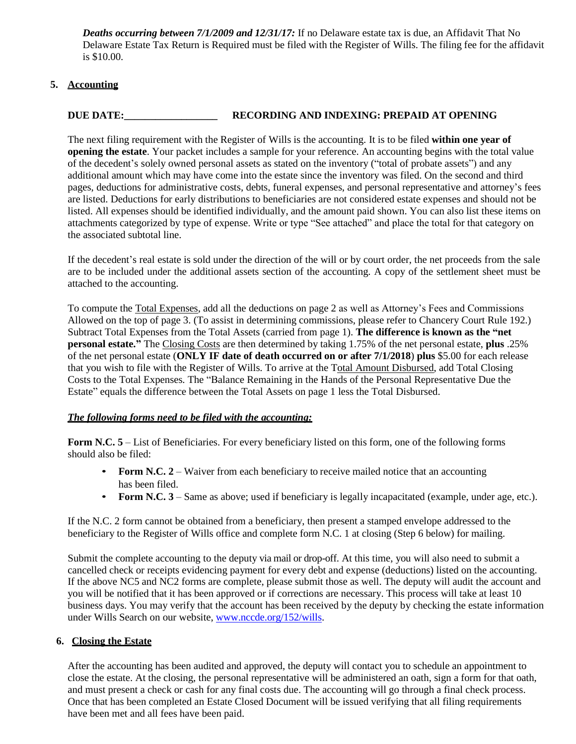***Deaths occurring between 7/1/2009 and 12/31/17:*** If no Delaware estate tax is due, an Affidavit That No Delaware Estate Tax Return is Required must be filed with the Register of Wills. The filing fee for the affidavit is $10.00.

## 5. Accounting

**DUE DATE:__________________ RECORDING AND INDEXING: PREPAID AT OPENING**

The next filing requirement with the Register of Wills is the accounting. It is to be filed **within one year of opening the estate**. Your packet includes a sample for your reference. An accounting begins with the total value of the decedent's solely owned personal assets as stated on the inventory ("total of probate assets") and any additional amount which may have come into the estate since the inventory was filed. On the second and third pages, deductions for administrative costs, debts, funeral expenses, and personal representative and attorney's fees are listed. Deductions for early distributions to beneficiaries are not considered estate expenses and should not be listed. All expenses should be identified individually, and the amount paid shown. You can also list these items on attachments categorized by type of expense. Write or type "See attached" and place the total for that category on the associated subtotal line.

If the decedent's real estate is sold under the direction of the will or by court order, the net proceeds from the sale are to be included under the additional assets section of the accounting. A copy of the settlement sheet must be attached to the accounting.

To compute the Total Expenses, add all the deductions on page 2 as well as Attorney's Fees and Commissions Allowed on the top of page 3. (To assist in determining commissions, please refer to Chancery Court Rule 192.) Subtract Total Expenses from the Total Assets (carried from page 1). **The difference is known as the "net personal estate."** The Closing Costs are then determined by taking 1.75% of the net personal estate, **plus** .25% of the net personal estate (**ONLY IF date of death occurred on or after 7/1/2018**) **plus** $5.00 for each release that you wish to file with the Register of Wills. To arrive at the Total Amount Disbursed, add Total Closing Costs to the Total Expenses. The "Balance Remaining in the Hands of the Personal Representative Due the Estate" equals the difference between the Total Assets on page 1 less the Total Disbursed.

***The following forms need to be filed with the accounting:***

**Form N.C. 5** – List of Beneficiaries. For every beneficiary listed on this form, one of the following forms should also be filed:

- **Form N.C. 2** – Waiver from each beneficiary to receive mailed notice that an accounting has been filed.
- **Form N.C. 3** – Same as above; used if beneficiary is legally incapacitated (example, under age, etc.).

If the N.C. 2 form cannot be obtained from a beneficiary, then present a stamped envelope addressed to the beneficiary to the Register of Wills office and complete form N.C. 1 at closing (Step 6 below) for mailing.

Submit the complete accounting to the deputy via mail or drop-off. At this time, you will also need to submit a cancelled check or receipts evidencing payment for every debt and expense (deductions) listed on the accounting. If the above NC5 and NC2 forms are complete, please submit those as well. The deputy will audit the account and you will be notified that it has been approved or if corrections are necessary. This process will take at least 10 business days. You may verify that the account has been received by the deputy by checking the estate information under Wills Search on our website, www.nccde.org/152/wills.

## 6. Closing the Estate

After the accounting has been audited and approved, the deputy will contact you to schedule an appointment to close the estate. At the closing, the personal representative will be administered an oath, sign a form for that oath, and must present a check or cash for any final costs due. The accounting will go through a final check process. Once that has been completed an Estate Closed Document will be issued verifying that all filing requirements have been met and all fees have been paid.